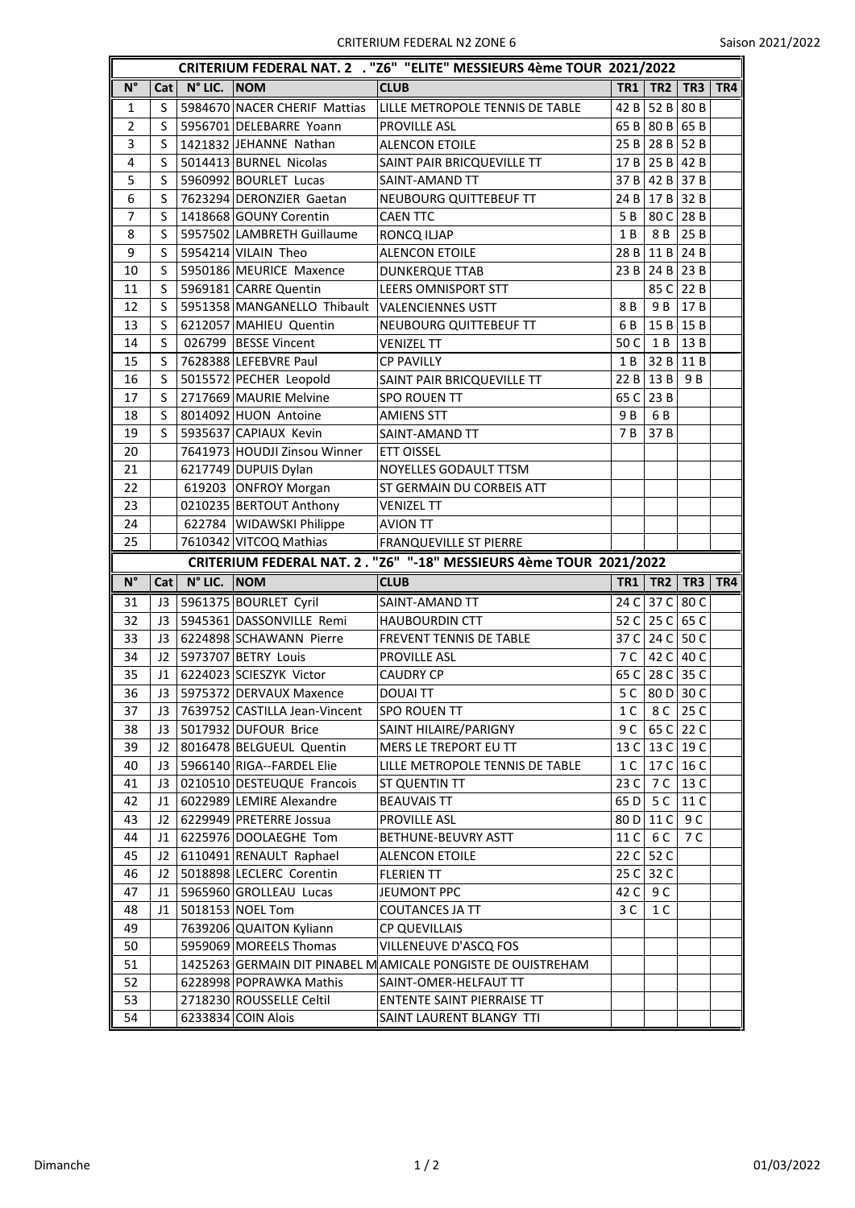CRITERIUM FEDERAL N2 ZONE 6

Saison 2021/2022

| CRITERIUM FEDERAL NAT. 2 . "Z6" "ELITE" MESSIEURS 4ème TOUR 2021/2022 | | | | | | | | |
|---|---|---|---|---|---|---|---|---|
| N° | Cat | N° LIC. | NOM | CLUB | TR1 | TR2 | TR3 | TR4 |
| 1 | S | 5984670 | NACER CHERIF Mattias | LILLE METROPOLE TENNIS DE TABLE | 42 B | 52 B | 80 B | |
| 2 | S | 5956701 | DELEBARRE Yoann | PROVILLE ASL | 65 B | 80 B | 65 B | |
| 3 | S | 1421832 | JEHANNE Nathan | ALENCON ETOILE | 25 B | 28 B | 52 B | |
| 4 | S | 5014413 | BURNEL Nicolas | SAINT PAIR BRICQUEVILLE TT | 17 B | 25 B | 42 B | |
| 5 | S | 5960992 | BOURLET Lucas | SAINT-AMAND TT | 37 B | 42 B | 37 B | |
| 6 | S | 7623294 | DERONZIER Gaetan | NEUBOURG QUITTEBEUF TT | 24 B | 17 B | 32 B | |
| 7 | S | 1418668 | GOUNY Corentin | CAEN TTC | 5 B | 80 C | 28 B | |
| 8 | S | 5957502 | LAMBRETH Guillaume | RONCQ ILJAP | 1 B | 8 B | 25 B | |
| 9 | S | 5954214 | VILAIN Theo | ALENCON ETOILE | 28 B | 11 B | 24 B | |
| 10 | S | 5950186 | MEURICE Maxence | DUNKERQUE TTAB | 23 B | 24 B | 23 B | |
| 11 | S | 5969181 | CARRE Quentin | LEERS OMNISPORT STT | | 85 C | 22 B | |
| 12 | S | 5951358 | MANGANELLO Thibault | VALENCIENNES USTT | 8 B | 9 B | 17 B | |
| 13 | S | 6212057 | MAHIEU Quentin | NEUBOURG QUITTEBEUF TT | 6 B | 15 B | 15 B | |
| 14 | S | 026799 | BESSE Vincent | VENIZEL TT | 50 C | 1 B | 13 B | |
| 15 | S | 7628388 | LEFEBVRE Paul | CP PAVILLY | 1 B | 32 B | 11 B | |
| 16 | S | 5015572 | PECHER Leopold | SAINT PAIR BRICQUEVILLE TT | 22 B | 13 B | 9 B | |
| 17 | S | 2717669 | MAURIE Melvine | SPO ROUEN TT | 65 C | 23 B | | |
| 18 | S | 8014092 | HUON Antoine | AMIENS STT | 9 B | 6 B | | |
| 19 | S | 5935637 | CAPIAUX Kevin | SAINT-AMAND TT | 7 B | 37 B | | |
| 20 | | 7641973 | HOUDJI Zinsou Winner | ETT OISSEL | | | | |
| 21 | | 6217749 | DUPUIS Dylan | NOYELLES GODAULT TTSM | | | | |
| 22 | | 619203 | ONFROY Morgan | ST GERMAIN DU CORBEIS ATT | | | | |
| 23 | | 0210235 | BERTOUT Anthony | VENIZEL TT | | | | |
| 24 | | 622784 | WIDAWSKI Philippe | AVION TT | | | | |
| 25 | | 7610342 | VITCOQ Mathias | FRANQUEVILLE ST PIERRE | | | | |

| CRITERIUM FEDERAL NAT. 2 . "Z6" "-18" MESSIEURS 4ème TOUR 2021/2022 | | | | | | | | |
|---|---|---|---|---|---|---|---|---|
| N° | Cat | N° LIC. | NOM | CLUB | TR1 | TR2 | TR3 | TR4 |
| 31 | J3 | 5961375 | BOURLET Cyril | SAINT-AMAND TT | 24 C | 37 C | 80 C | |
| 32 | J3 | 5945361 | DASSONVILLE Remi | HAUBOURDIN CTT | 52 C | 25 C | 65 C | |
| 33 | J3 | 6224898 | SCHAWANN Pierre | FREVENT TENNIS DE TABLE | 37 C | 24 C | 50 C | |
| 34 | J2 | 5973707 | BETRY Louis | PROVILLE ASL | 7 C | 42 C | 40 C | |
| 35 | J1 | 6224023 | SCIESZYK Victor | CAUDRY CP | 65 C | 28 C | 35 C | |
| 36 | J3 | 5975372 | DERVAUX Maxence | DOUAI TT | 5 C | 80 D | 30 C | |
| 37 | J3 | 7639752 | CASTILLA Jean-Vincent | SPO ROUEN TT | 1 C | 8 C | 25 C | |
| 38 | J3 | 5017932 | DUFOUR Brice | SAINT HILAIRE/PARIGNY | 9 C | 65 C | 22 C | |
| 39 | J2 | 8016478 | BELGUEUL Quentin | MERS LE TREPORT EU TT | 13 C | 13 C | 19 C | |
| 40 | J3 | 5966140 | RIGA--FARDEL Elie | LILLE METROPOLE TENNIS DE TABLE | 1 C | 17 C | 16 C | |
| 41 | J3 | 0210510 | DESTEUQUE Francois | ST QUENTIN TT | 23 C | 7 C | 13 C | |
| 42 | J1 | 6022989 | LEMIRE Alexandre | BEAUVAIS TT | 65 D | 5 C | 11 C | |
| 43 | J2 | 6229949 | PRETERRE Jossua | PROVILLE ASL | 80 D | 11 C | 9 C | |
| 44 | J1 | 6225976 | DOOLAEGHE Tom | BETHUNE-BEUVRY ASTT | 11 C | 6 C | 7 C | |
| 45 | J2 | 6110491 | RENAULT Raphael | ALENCON ETOILE | 22 C | 52 C | | |
| 46 | J2 | 5018898 | LECLERC Corentin | FLERIEN TT | 25 C | 32 C | | |
| 47 | J1 | 5965960 | GROLLEAU Lucas | JEUMONT PPC | 42 C | 9 C | | |
| 48 | J1 | 5018153 | NOEL Tom | COUTANCES JA TT | 3 C | 1 C | | |
| 49 | | 7639206 | QUAITON Kyliann | CP QUEVILLAIS | | | | |
| 50 | | 5959069 | MOREELS Thomas | VILLENEUVE D'ASCQ FOS | | | | |
| 51 | | 1425263 | GERMAIN DIT PINABEL M | AMICALE PONGISTE DE OUISTREHAM | | | | |
| 52 | | 6228998 | POPRAWKA Mathis | SAINT-OMER-HELFAUT TT | | | | |
| 53 | | 2718230 | ROUSSELLE Celtil | ENTENTE SAINT PIERRAISE TT | | | | |
| 54 | | 6233834 | COIN Alois | SAINT LAURENT BLANGY TTI | | | | |

Dimanche

01/03/2022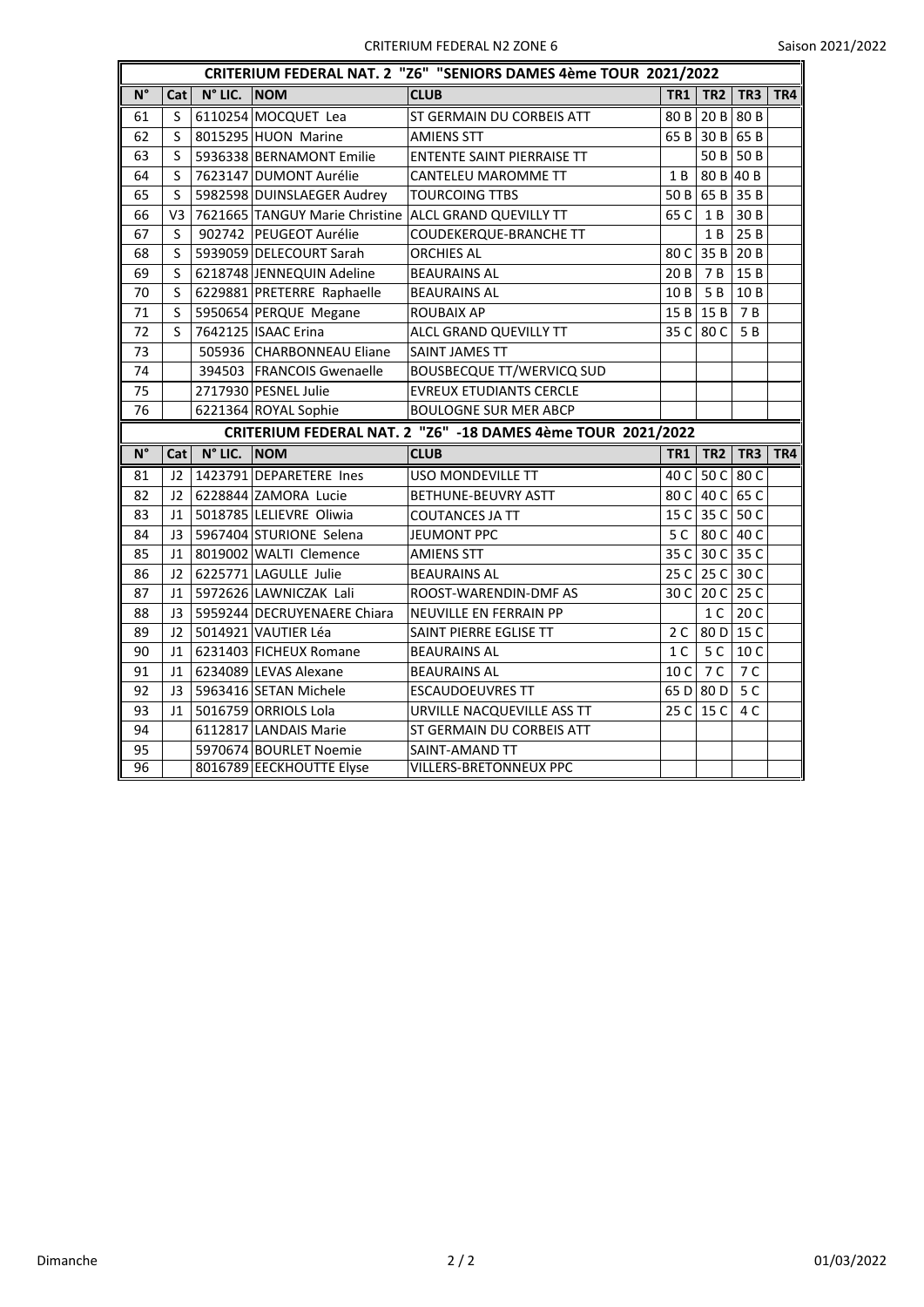| CRITERIUM FEDERAL NAT. 2 "Z6" "SENIORS DAMES 4ème TOUR 2021/2022 | | | | | | | | |
|---|---|---|---|---|---|---|---|---|
| N° | Cat | N° LIC. | NOM | CLUB | TR1 | TR2 | TR3 | TR4 |
| 61 | S | 6110254 | MOCQUET Lea | ST GERMAIN DU CORBEIS ATT | 80 B | 20 B | 80 B | |
| 62 | S | 8015295 | HUON Marine | AMIENS STT | 65 B | 30 B | 65 B | |
| 63 | S | 5936338 | BERNAMONT Emilie | ENTENTE SAINT PIERRAISE TT | | 50 B | 50 B | |
| 64 | S | 7623147 | DUMONT Aurélie | CANTELEU MAROMME TT | 1 B | 80 B | 40 B | |
| 65 | S | 5982598 | DUINSLAEGER Audrey | TOURCOING TTBS | 50 B | 65 B | 35 B | |
| 66 | V3 | 7621665 | TANGUY Marie Christine | ALCL GRAND QUEVILLY TT | 65 C | 1 B | 30 B | |
| 67 | S | 902742 | PEUGEOT Aurélie | COUDEKERQUE-BRANCHE TT | | 1 B | 25 B | |
| 68 | S | 5939059 | DELECOURT Sarah | ORCHIES AL | 80 C | 35 B | 20 B | |
| 69 | S | 6218748 | JENNEQUIN Adeline | BEAURAINS AL | 20 B | 7 B | 15 B | |
| 70 | S | 6229881 | PRETERRE Raphaelle | BEAURAINS AL | 10 B | 5 B | 10 B | |
| 71 | S | 5950654 | PERQUE Megane | ROUBAIX AP | 15 B | 15 B | 7 B | |
| 72 | S | 7642125 | ISAAC Erina | ALCL GRAND QUEVILLY TT | 35 C | 80 C | 5 B | |
| 73 | | 505936 | CHARBONNEAU Eliane | SAINT JAMES TT | | | | |
| 74 | | 394503 | FRANCOIS Gwenaelle | BOUSBECQUE TT/WERVICQ SUD | | | | |
| 75 | | 2717930 | PESNEL Julie | EVREUX ETUDIANTS CERCLE | | | | |
| 76 | | 6221364 | ROYAL Sophie | BOULOGNE SUR MER ABCP | | | | |

| CRITERIUM FEDERAL NAT. 2 "Z6" -18 DAMES 4ème TOUR 2021/2022 | | | | | | | | |
|---|---|---|---|---|---|---|---|---|
| N° | Cat | N° LIC. | NOM | CLUB | TR1 | TR2 | TR3 | TR4 |
| 81 | J2 | 1423791 | DEPARETERE Ines | USO MONDEVILLE TT | 40 C | 50 C | 80 C | |
| 82 | J2 | 6228844 | ZAMORA Lucie | BETHUNE-BEUVRY ASTT | 80 C | 40 C | 65 C | |
| 83 | J1 | 5018785 | LELIEVRE Oliwia | COUTANCES JA TT | 15 C | 35 C | 50 C | |
| 84 | J3 | 5967404 | STURIONE Selena | JEUMONT PPC | 5 C | 80 C | 40 C | |
| 85 | J1 | 8019002 | WALTI Clemence | AMIENS STT | 35 C | 30 C | 35 C | |
| 86 | J2 | 6225771 | LAGULLE Julie | BEAURAINS AL | 25 C | 25 C | 30 C | |
| 87 | J1 | 5972626 | LAWNICZAK Lali | ROOST-WARENDIN-DMF AS | 30 C | 20 C | 25 C | |
| 88 | J3 | 5959244 | DECRUYENAERE Chiara | NEUVILLE EN FERRAIN PP | | 1 C | 20 C | |
| 89 | J2 | 5014921 | VAUTIER Léa | SAINT PIERRE EGLISE TT | 2 C | 80 D | 15 C | |
| 90 | J1 | 6231403 | FICHEUX Romane | BEAURAINS AL | 1 C | 5 C | 10 C | |
| 91 | J1 | 6234089 | LEVAS Alexane | BEAURAINS AL | 10 C | 7 C | 7 C | |
| 92 | J3 | 5963416 | SETAN Michele | ESCAUDOEUVRES TT | 65 D | 80 D | 5 C | |
| 93 | J1 | 5016759 | ORRIOLS Lola | URVILLE NACQUEVILLE ASS TT | 25 C | 15 C | 4 C | |
| 94 | | 6112817 | LANDAIS Marie | ST GERMAIN DU CORBEIS ATT | | | | |
| 95 | | 5970674 | BOURLET Noemie | SAINT-AMAND TT | | | | |
| 96 | | 8016789 | EECKHOUTTE Elyse | VILLERS-BRETONNEUX PPC | | | | |